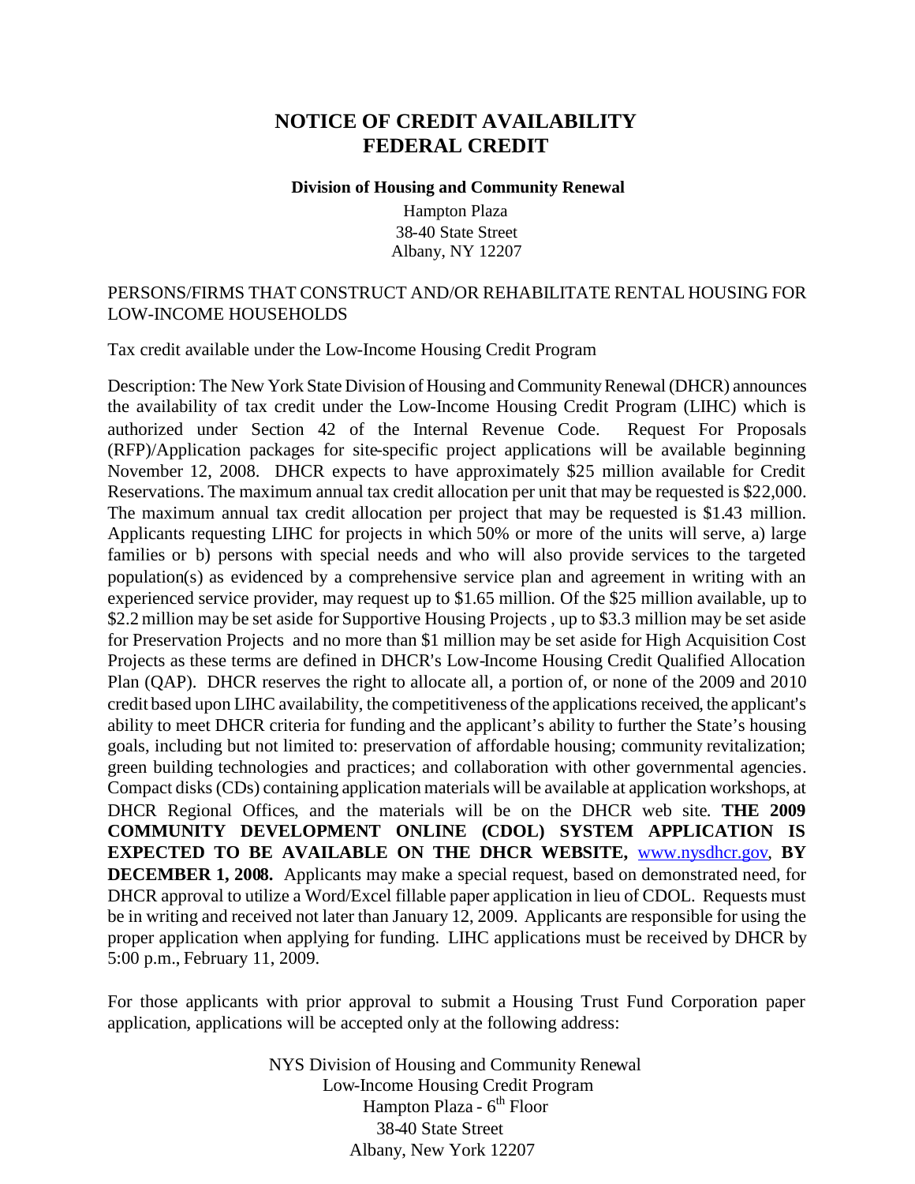# NOTICE OF CREDIT AVAILABILITY
# FEDERAL CREDIT

**Division of Housing and Community Renewal**

Hampton Plaza
38-40 State Street
Albany, NY 12207

PERSONS/FIRMS THAT CONSTRUCT AND/OR REHABILITATE RENTAL HOUSING FOR LOW-INCOME HOUSEHOLDS

Tax credit available under the Low-Income Housing Credit Program

Description: The New York State Division of Housing and Community Renewal (DHCR) announces the availability of tax credit under the Low-Income Housing Credit Program (LIHC) which is authorized under Section 42 of the Internal Revenue Code. Request For Proposals (RFP)/Application packages for site-specific project applications will be available beginning November 12, 2008. DHCR expects to have approximately $25 million available for Credit Reservations. The maximum annual tax credit allocation per unit that may be requested is $22,000. The maximum annual tax credit allocation per project that may be requested is $1.43 million. Applicants requesting LIHC for projects in which 50% or more of the units will serve, a) large families or b) persons with special needs and who will also provide services to the targeted population(s) as evidenced by a comprehensive service plan and agreement in writing with an experienced service provider, may request up to $1.65 million. Of the $25 million available, up to $2.2 million may be set aside for Supportive Housing Projects , up to $3.3 million may be set aside for Preservation Projects and no more than $1 million may be set aside for High Acquisition Cost Projects as these terms are defined in DHCR's Low-Income Housing Credit Qualified Allocation Plan (QAP). DHCR reserves the right to allocate all, a portion of, or none of the 2009 and 2010 credit based upon LIHC availability, the competitiveness of the applications received, the applicant's ability to meet DHCR criteria for funding and the applicant's ability to further the State's housing goals, including but not limited to: preservation of affordable housing; community revitalization; green building technologies and practices; and collaboration with other governmental agencies. Compact disks (CDs) containing application materials will be available at application workshops, at DHCR Regional Offices, and the materials will be on the DHCR web site. **THE 2009 COMMUNITY DEVELOPMENT ONLINE (CDOL) SYSTEM APPLICATION IS EXPECTED TO BE AVAILABLE ON THE DHCR WEBSITE,** www.nysdhcr.gov, **BY DECEMBER 1, 2008.** Applicants may make a special request, based on demonstrated need, for DHCR approval to utilize a Word/Excel fillable paper application in lieu of CDOL. Requests must be in writing and received not later than January 12, 2009. Applicants are responsible for using the proper application when applying for funding. LIHC applications must be received by DHCR by 5:00 p.m., February 11, 2009.

For those applicants with prior approval to submit a Housing Trust Fund Corporation paper application, applications will be accepted only at the following address:

NYS Division of Housing and Community Renewal
Low-Income Housing Credit Program
Hampton Plaza - 6th Floor
38-40 State Street
Albany, New York 12207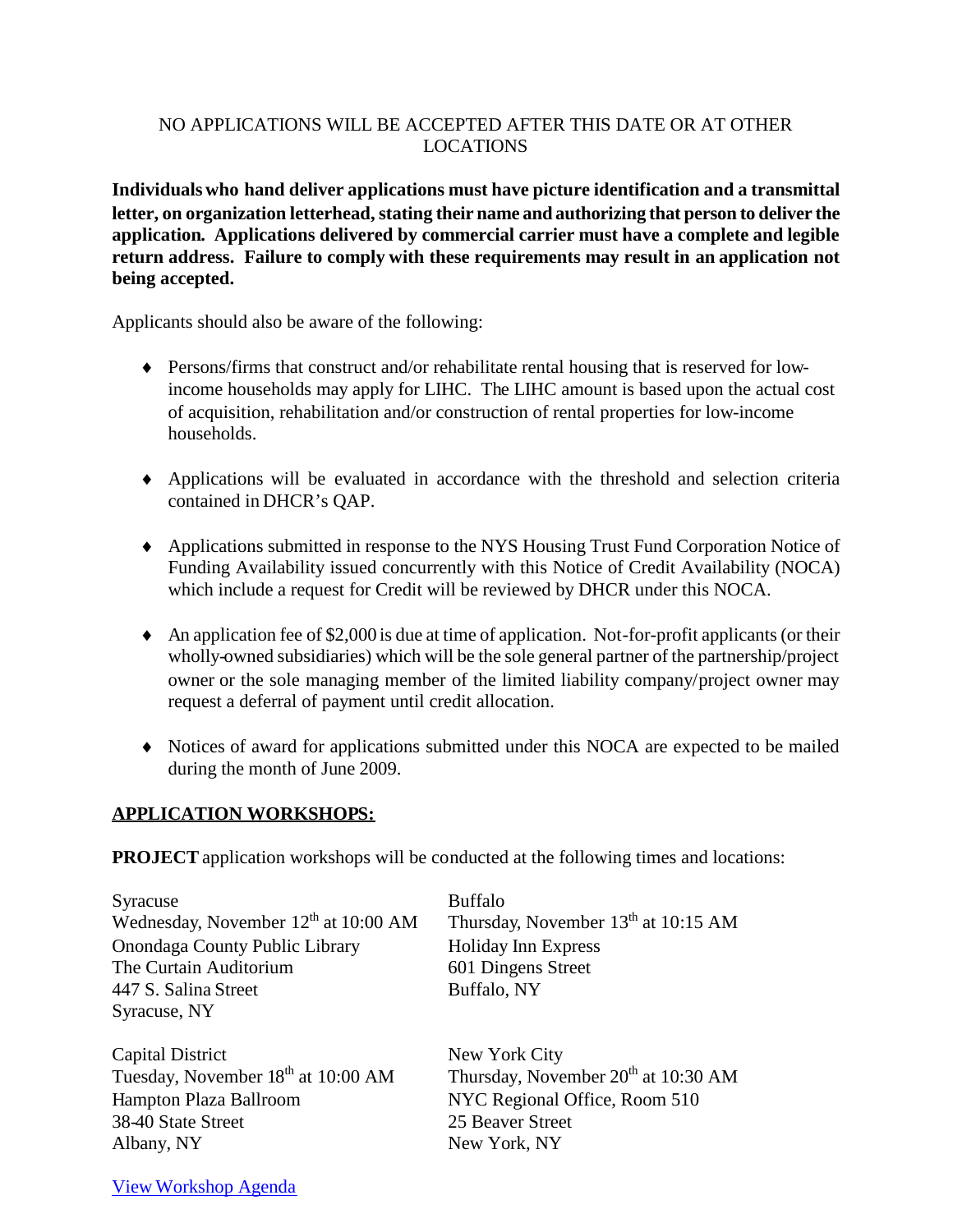NO APPLICATIONS WILL BE ACCEPTED AFTER THIS DATE OR AT OTHER LOCATIONS

**Individuals who hand deliver applications must have picture identification and a transmittal letter, on organization letterhead, stating their name and authorizing that person to deliver the application. Applications delivered by commercial carrier must have a complete and legible return address. Failure to comply with these requirements may result in an application not being accepted.**

Applicants should also be aware of the following:

- Persons/firms that construct and/or rehabilitate rental housing that is reserved for low-income households may apply for LIHC. The LIHC amount is based upon the actual cost of acquisition, rehabilitation and/or construction of rental properties for low-income households.

- Applications will be evaluated in accordance with the threshold and selection criteria contained in DHCR's QAP.

- Applications submitted in response to the NYS Housing Trust Fund Corporation Notice of Funding Availability issued concurrently with this Notice of Credit Availability (NOCA) which include a request for Credit will be reviewed by DHCR under this NOCA.

- An application fee of $2,000 is due at time of application. Not-for-profit applicants (or their wholly-owned subsidiaries) which will be the sole general partner of the partnership/project owner or the sole managing member of the limited liability company/project owner may request a deferral of payment until credit allocation.

- Notices of award for applications submitted under this NOCA are expected to be mailed during the month of June 2009.

## APPLICATION WORKSHOPS:

**PROJECT** application workshops will be conducted at the following times and locations:

Syracuse
Wednesday, November 12th at 10:00 AM
Onondaga County Public Library
The Curtain Auditorium
447 S. Salina Street
Syracuse, NY

Buffalo
Thursday, November 13th at 10:15 AM
Holiday Inn Express
601 Dingens Street
Buffalo, NY

Capital District
Tuesday, November 18th at 10:00 AM
Hampton Plaza Ballroom
38-40 State Street
Albany, NY

New York City
Thursday, November 20th at 10:30 AM
NYC Regional Office, Room 510
25 Beaver Street
New York, NY

View Workshop Agenda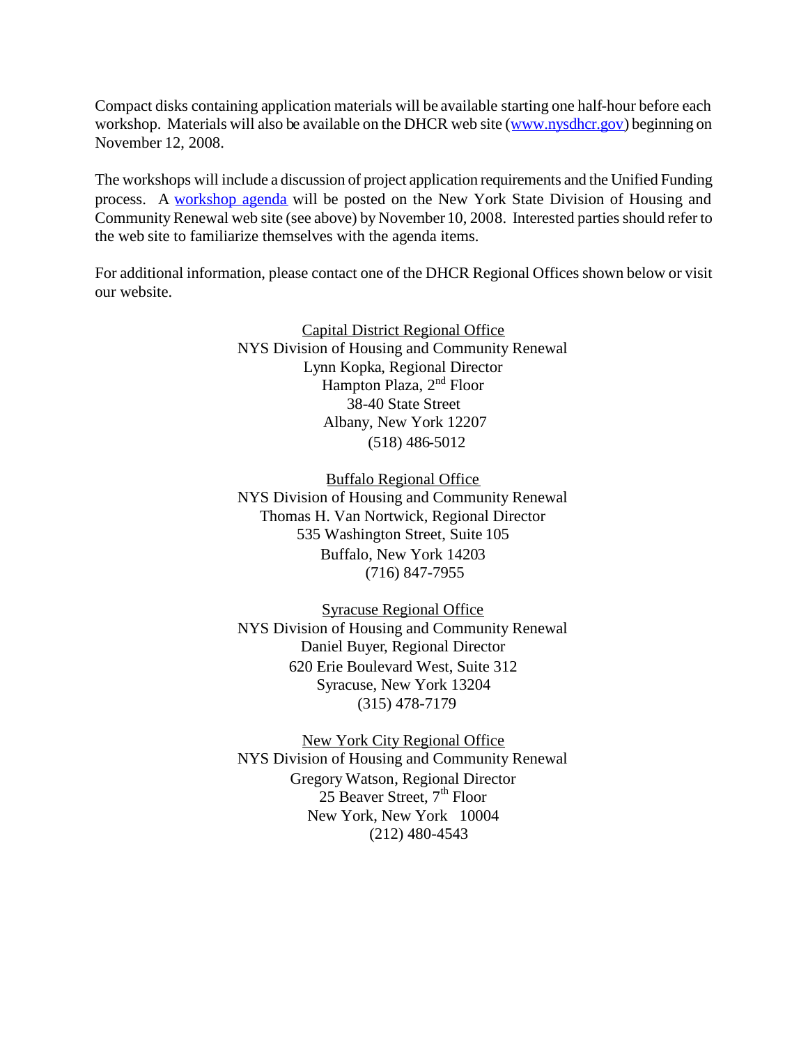Compact disks containing application materials will be available starting one half-hour before each workshop. Materials will also be available on the DHCR web site ([www.nysdhcr.gov](http://www.nysdhcr.gov)) beginning on November 12, 2008.

The workshops will include a discussion of project application requirements and the Unified Funding process. A [workshop agenda](#) will be posted on the New York State Division of Housing and Community Renewal web site (see above) by November 10, 2008. Interested parties should refer to the web site to familiarize themselves with the agenda items.

For additional information, please contact one of the DHCR Regional Offices shown below or visit our website.

<u>Capital District Regional Office</u>
NYS Division of Housing and Community Renewal
Lynn Kopka, Regional Director
Hampton Plaza, 2nd Floor
38-40 State Street
Albany, New York 12207
(518) 486-5012

<u>Buffalo Regional Office</u>
NYS Division of Housing and Community Renewal
Thomas H. Van Nortwick, Regional Director
535 Washington Street, Suite 105
Buffalo, New York 14203
(716) 847-7955

<u>Syracuse Regional Office</u>
NYS Division of Housing and Community Renewal
Daniel Buyer, Regional Director
620 Erie Boulevard West, Suite 312
Syracuse, New York 13204
(315) 478-7179

<u>New York City Regional Office</u>
NYS Division of Housing and Community Renewal
Gregory Watson, Regional Director
25 Beaver Street, 7th Floor
New York, New York 10004
(212) 480-4543